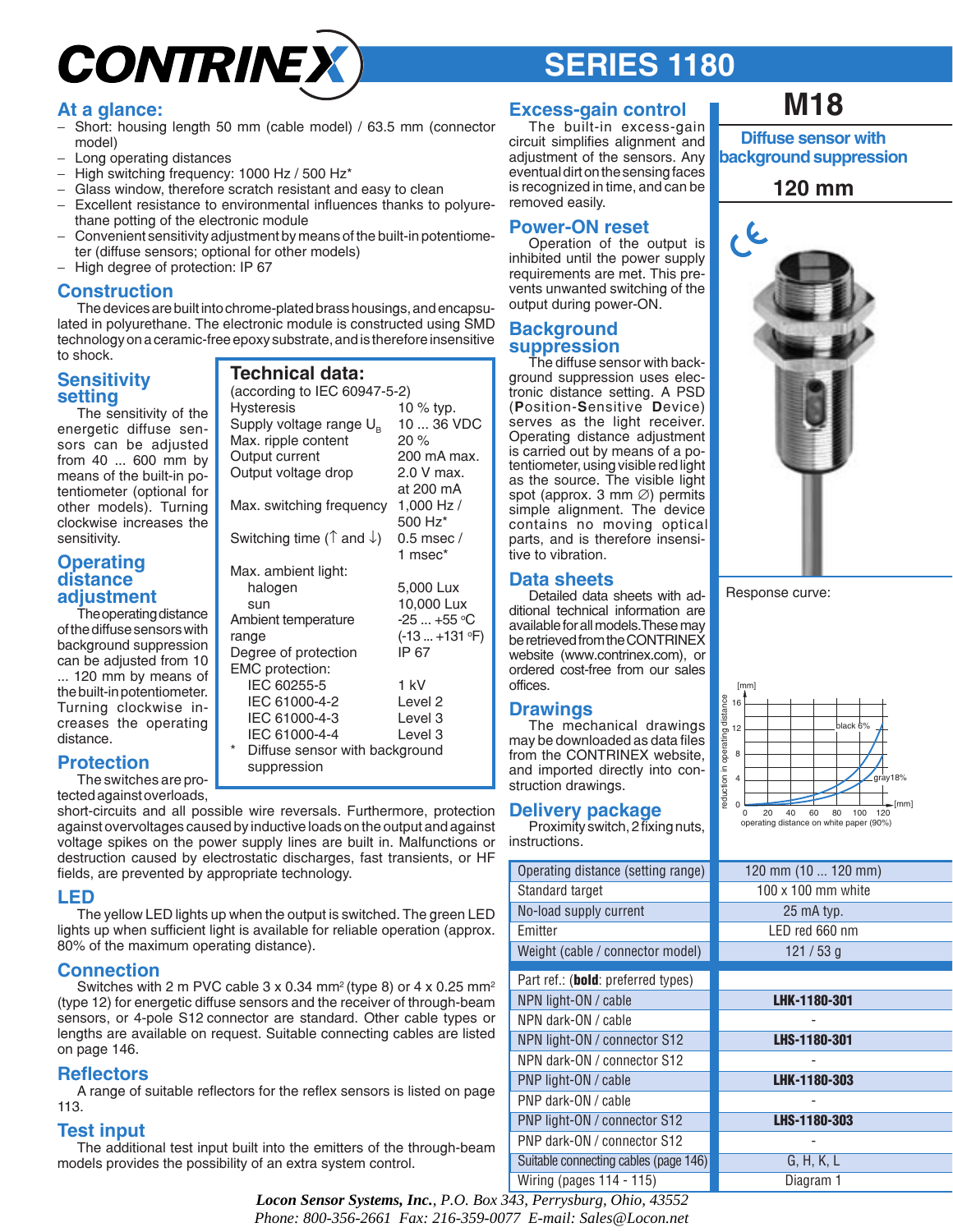# CONTRINEX SERIES 1180

## M18

### Diffuse sensor with background suppression

### 120 mm

## At a glance:

- Short: housing length 50 mm (cable model) / 63.5 mm (connector model)
- Long operating distances
- High switching frequency: 1000 Hz / 500 Hz*
- Glass window, therefore scratch resistant and easy to clean
- Excellent resistance to environmental influences thanks to polyurethane potting of the electronic module
- Convenient sensitivity adjustment by means of the built-in potentiometer (diffuse sensors; optional for other models)
- High degree of protection: IP 67

## Construction

The devices are built into chrome-plated brass housings, and encapsulated in polyurethane. The electronic module is constructed using SMD technology on a ceramic-free epoxy substrate, and is therefore insensitive to shock.

## Sensitivity setting

The sensitivity of the energetic diffuse sensors can be adjusted from 40 ... 600 mm by means of the built-in potentiometer (optional for other models). Turning clockwise increases the sensitivity.

## Operating distance adjustment

The operating distance of the diffuse sensors with background suppression can be adjusted from 10 ... 120 mm by means of the built-in potentiometer. Turning clockwise increases the operating distance.

## Technical data:

(according to IEC 60947-5-2)

| | |
|---|---|
| Hysteresis | 10 % typ. |
| Supply voltage range $U_B$ | 10 ... 36 VDC |
| Max. ripple content | 20 % |
| Output current | 200 mA max. |
| Output voltage drop | 2.0 V max. at 200 mA |
| Max. switching frequency | 1,000 Hz / 500 Hz* |
| Switching time (↑ and ↓) | 0.5 msec / 1 msec* |
| Max. ambient light: | |
| halogen | 5,000 Lux |
| sun | 10,000 Lux |
| Ambient temperature range | -25 ... +55 °C (-13 ... +131 °F) |
| Degree of protection | IP 67 |
| EMC protection: | |
| IEC 60255-5 | 1 kV |
| IEC 61000-4-2 | Level 2 |
| IEC 61000-4-3 | Level 3 |
| IEC 61000-4-4 | Level 3 |

\* Diffuse sensor with background suppression

## Protection

The switches are protected against overloads, short-circuits and all possible wire reversals. Furthermore, protection against overvoltages caused by inductive loads on the output and against voltage spikes on the power supply lines are built in. Malfunctions or destruction caused by electrostatic discharges, fast transients, or HF fields, are prevented by appropriate technology.

## LED

The yellow LED lights up when the output is switched. The green LED lights up when sufficient light is available for reliable operation (approx. 80% of the maximum operating distance).

## Connection

Switches with 2 m PVC cable 3 x 0.34 mm² (type 8) or 4 x 0.25 mm² (type 12) for energetic diffuse sensors and the receiver of through-beam sensors, or 4-pole S12 connector are standard. Other cable types or lengths are available on request. Suitable connecting cables are listed on page 146.

## Reflectors

A range of suitable reflectors for the reflex sensors is listed on page 113.

## Test input

The additional test input built into the emitters of the through-beam models provides the possibility of an extra system control.

## Excess-gain control

The built-in excess-gain circuit simplifies alignment and adjustment of the sensors. Any eventual dirt on the sensing faces is recognized in time, and can be removed easily.

## Power-ON reset

Operation of the output is inhibited until the power supply requirements are met. This prevents unwanted switching of the output during power-ON.

## Background suppression

The diffuse sensor with background suppression uses electronic distance setting. A PSD (**P**osition-**S**ensitive **D**evice) serves as the light receiver. Operating distance adjustment is carried out by means of a potentiometer, using visible red light as the source. The visible light spot (approx. 3 mm ∅) permits simple alignment. The device contains no moving optical parts, and is therefore insensitive to vibration.

## Data sheets

Detailed data sheets with additional technical information are available for all models. These may be retrieved from the CONTRINEX website (www.contrinex.com), or ordered cost-free from our sales offices.

## Drawings

The mechanical drawings may be downloaded as data files from the CONTRINEX website, and imported directly into construction drawings.

## Delivery package

Proximity switch, 2 fixing nuts, instructions.

Response curve:

| | |
|---|---|
| Operating distance (setting range) | 120 mm (10 ... 120 mm) |
| Standard target | 100 x 100 mm white |
| No-load supply current | 25 mA typ. |
| Emitter | LED red 660 nm |
| Weight (cable / connector model) | 121 / 53 g |
| Part ref.: (**bold**: preferred types) | |
| NPN light-ON / cable | **LHK-1180-301** |
| NPN dark-ON / cable | - |
| NPN light-ON / connector S12 | **LHS-1180-301** |
| NPN dark-ON / connector S12 | - |
| PNP light-ON / cable | **LHK-1180-303** |
| PNP dark-ON / cable | - |
| PNP light-ON / connector S12 | **LHS-1180-303** |
| PNP dark-ON / connector S12 | - |
| Suitable connecting cables (page 146) | G, H, K, L |
| Wiring (pages 114 - 115) | Diagram 1 |

*Locon Sensor Systems, Inc., P.O. Box 343, Perrysburg, Ohio, 43552*
*Phone: 800-356-2661 Fax: 216-359-0077 E-mail: Sales@Locon.net*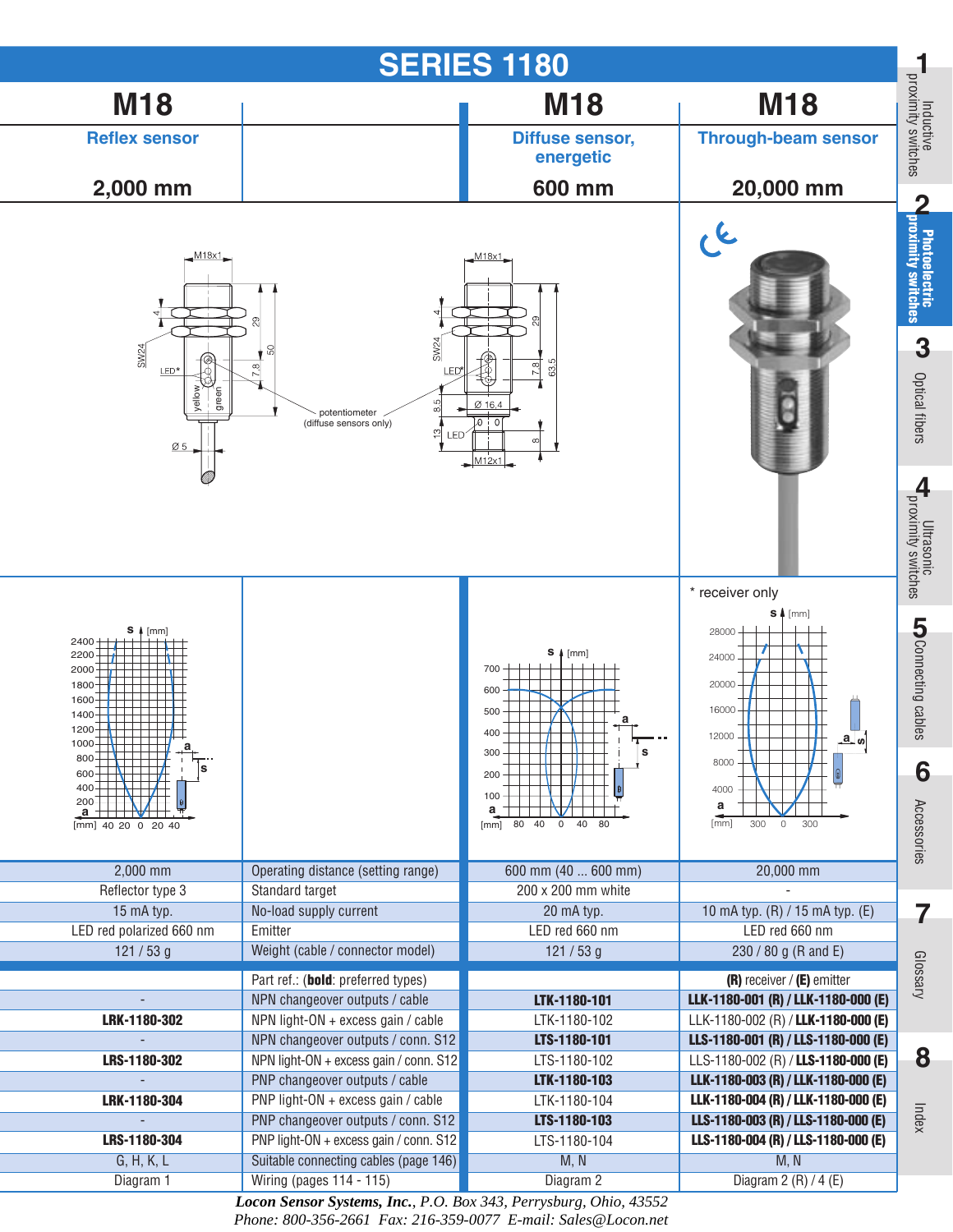# SERIES 1180

| M18 | | M18 | M18 |
|---|---|---|---|
| Reflex sensor | | Diffuse sensor, energetic | Through-beam sensor |
| 2,000 mm | | 600 mm | 20,000 mm |

\* receiver only

| Reflex sensor | | Diffuse sensor, energetic | Through-beam sensor |
|---|---|---|---|
| 2,000 mm | Operating distance (setting range) | 600 mm (40 ... 600 mm) | 20,000 mm |
| Reflector type 3 | Standard target | 200 x 200 mm white | - |
| 15 mA typ. | No-load supply current | 20 mA typ. | 10 mA typ. (R) / 15 mA typ. (E) |
| LED red polarized 660 nm | Emitter | LED red 660 nm | LED red 660 nm |
| 121 / 53 g | Weight (cable / connector model) | 121 / 53 g | 230 / 80 g (R and E) |
| | Part ref.: (**bold**: preferred types) | | **(R)** receiver / **(E)** emitter |
| - | NPN changeover outputs / cable | **LTK-1180-101** | **LLK-1180-001 (R) / LLK-1180-000 (E)** |
| **LRK-1180-302** | NPN light-ON + excess gain / cable | LTK-1180-102 | LLK-1180-002 (R) / **LLK-1180-000 (E)** |
| - | NPN changeover outputs / conn. S12 | **LTS-1180-101** | **LLS-1180-001 (R) / LLS-1180-000 (E)** |
| **LRS-1180-302** | NPN light-ON + excess gain / conn. S12 | LTS-1180-102 | LLS-1180-002 (R) / **LLS-1180-000 (E)** |
| - | PNP changeover outputs / cable | **LTK-1180-103** | **LLK-1180-003 (R) / LLK-1180-000 (E)** |
| **LRK-1180-304** | PNP light-ON + excess gain / cable | LTK-1180-104 | **LLK-1180-004 (R) / LLK-1180-000 (E)** |
| - | PNP changeover outputs / conn. S12 | **LTS-1180-103** | **LLS-1180-003 (R) / LLS-1180-000 (E)** |
| **LRS-1180-304** | PNP light-ON + excess gain / conn. S12 | LTS-1180-104 | **LLS-1180-004 (R) / LLS-1180-000 (E)** |
| G, H, K, L | Suitable connecting cables (page 146) | M, N | M, N |
| Diagram 1 | Wiring (pages 114 - 115) | Diagram 2 | Diagram 2 (R) / 4 (E) |

***Locon Sensor Systems, Inc.**, P.O. Box 343, Perrysburg, Ohio, 43552*
*Phone: 800-356-2661 Fax: 216-359-0077 E-mail: Sales@Locon.net*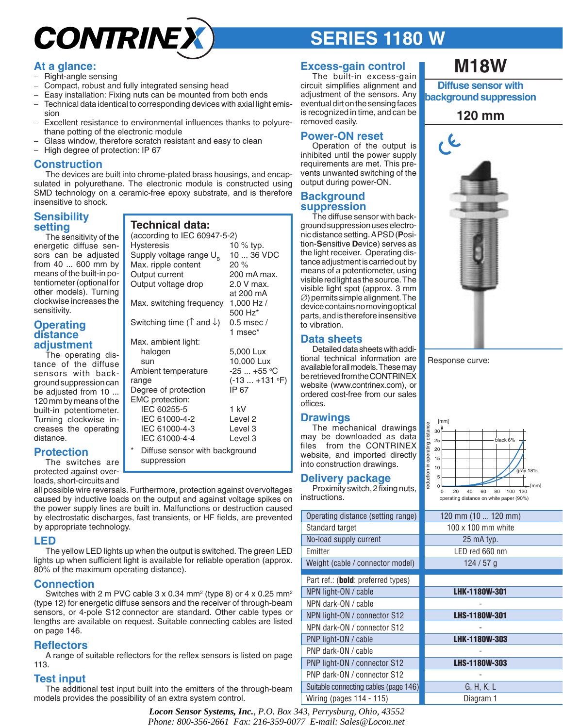# SERIES 1180 W

## At a glance:

- Right-angle sensing
- Compact, robust and fully integrated sensing head
- Easy installation: Fixing nuts can be mounted from both ends
- Technical data identical to corresponding devices with axial light emission
- Excellent resistance to environmental influences thanks to polyurethane potting of the electronic module
- Glass window, therefore scratch resistant and easy to clean
- High degree of protection: IP 67

## Construction

The devices are built into chrome-plated brass housings, and encapsulated in polyurethane. The electronic module is constructed using SMD technology on a ceramic-free epoxy substrate, and is therefore insensitive to shock.

## Sensibility setting

The sensitivity of the energetic diffuse sensors can be adjusted from 40 ... 600 mm by means of the built-in potentiometer (optional for other models). Turning clockwise increases the sensitivity.

## Operating distance adjustment

The operating distance of the diffuse sensors with background suppression can be adjusted from 10 ... 120 mm by means of the built-in potentiometer. Turning clockwise increases the operating distance.

## Technical data:

(according to IEC 60947-5-2)

| | |
|---|---|
| Hysteresis | 10 % typ. |
| Supply voltage range $U_B$ | 10 ... 36 VDC |
| Max. ripple content | 20 % |
| Output current | 200 mA max. |
| Output voltage drop | 2.0 V max. at 200 mA |
| Max. switching frequency | 1,000 Hz / 500 Hz* |
| Switching time (↑ and ↓) | 0.5 msec / 1 msec* |
| Max. ambient light: | |
| halogen | 5,000 Lux |
| sun | 10,000 Lux |
| Ambient temperature range | -25 ... +55 °C (-13 ... +131 °F) |
| Degree of protection | IP 67 |
| EMC protection: | |
| IEC 60255-5 | 1 kV |
| IEC 61000-4-2 | Level 2 |
| IEC 61000-4-3 | Level 3 |
| IEC 61000-4-4 | Level 3 |

\* Diffuse sensor with background suppression

## Protection

The switches are protected against overloads, short-circuits and all possible wire reversals. Furthermore, protection against overvoltages caused by inductive loads on the output and against voltage spikes on the power supply lines are built in. Malfunctions or destruction caused by electrostatic discharges, fast transients, or HF fields, are prevented by appropriate technology.

## LED

The yellow LED lights up when the output is switched. The green LED lights up when sufficient light is available for reliable operation (approx. 80% of the maximum operating distance).

## Connection

Switches with 2 m PVC cable 3 x 0.34 mm² (type 8) or 4 x 0.25 mm² (type 12) for energetic diffuse sensors and the receiver of through-beam sensors, or 4-pole S12 connector are standard. Other cable types or lengths are available on request. Suitable connecting cables are listed on page 146.

## Reflectors

A range of suitable reflectors for the reflex sensors is listed on page 113.

## Test input

The additional test input built into the emitters of the through-beam models provides the possibility of an extra system control.

## Excess-gain control

The built-in excess-gain circuit simplifies alignment and adjustment of the sensors. Any eventual dirt on the sensing faces is recognized in time, and can be removed easily.

## Power-ON reset

Operation of the output is inhibited until the power supply requirements are met. This prevents unwanted switching of the output during power-ON.

## Background suppression

The diffuse sensor with background suppression uses electronic distance setting. A PSD (**P**osition-**S**ensitive **D**evice) serves as the light receiver. Operating distance adjustment is carried out by means of a potentiometer, using visible red light as the source. The visible light spot (approx. 3 mm ∅) permits simple alignment. The device contains no moving optical parts, and is therefore insensitive to vibration.

## Data sheets

Detailed data sheets with additional technical information are available for all models. These may be retrieved from the CONTRINEX website (www.contrinex.com), or ordered cost-free from our sales offices.

## Drawings

The mechanical drawings may be downloaded as data files from the CONTRINEX website, and imported directly into construction drawings.

## Delivery package

Proximity switch, 2 fixing nuts, instructions.

# M18W

### Diffuse sensor with background suppression

### 120 mm

Response curve:

| | |
|---|---|
| Operating distance (setting range) | 120 mm (10 ... 120 mm) |
| Standard target | 100 x 100 mm white |
| No-load supply current | 25 mA typ. |
| Emitter | LED red 660 nm |
| Weight (cable / connector model) | 124 / 57 g |
| Part ref.: (**bold**: preferred types) | |
| NPN light-ON / cable | **LHK-1180W-301** |
| NPN dark-ON / cable | - |
| NPN light-ON / connector S12 | **LHS-1180W-301** |
| NPN dark-ON / connector S12 | - |
| PNP light-ON / cable | **LHK-1180W-303** |
| PNP dark-ON / cable | - |
| PNP light-ON / connector S12 | **LHS-1180W-303** |
| PNP dark-ON / connector S12 | - |
| Suitable connecting cables (page 146) | G, H, K, L |
| Wiring (pages 114 - 115) | Diagram 1 |

*Locon Sensor Systems, Inc., P.O. Box 343, Perrysburg, Ohio, 43552*
*Phone: 800-356-2661 Fax: 216-359-0077 E-mail: Sales@Locon.net*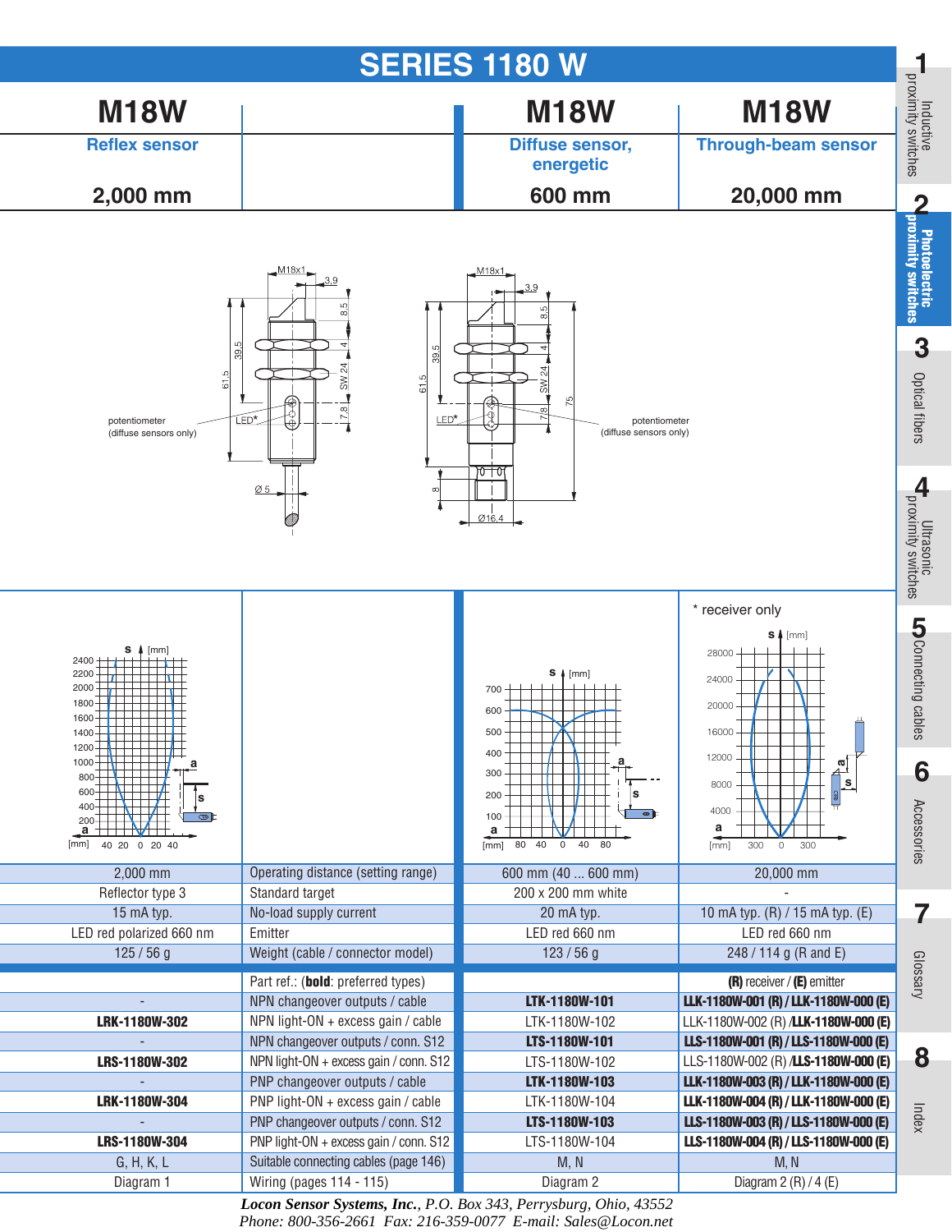# SERIES 1180 W

| M18W | | M18W | M18W |
|---|---|---|---|
| **Reflex sensor** | | **Diffuse sensor, energetic** | **Through-beam sensor** |
| **2,000 mm** | | **600 mm** | **20,000 mm** |

M18x1
3.9
8.5
4
SW 24
7.8
39.5
61.5
75
8
LED*
potentiometer (diffuse sensors only)
Ø 5
Ø16.4

\* receiver only

s [mm]
2400
2200
2000
1800
1600
1400
1200
1000
800
600
400
200
a
[mm] 40 20 0 20 40

s [mm]
700
600
500
400
300
200
100
a
[mm] 80 40 0 40 80

s [mm]
28000
24000
20000
16000
12000
8000
4000
a
[mm] 300 0 300

| | | | |
|---|---|---|---|
| 2,000 mm | Operating distance (setting range) | 600 mm (40 ... 600 mm) | 20,000 mm |
| Reflector type 3 | Standard target | 200 x 200 mm white | - |
| 15 mA typ. | No-load supply current | 20 mA typ. | 10 mA typ. (R) / 15 mA typ. (E) |
| LED red polarized 660 nm | Emitter | LED red 660 nm | LED red 660 nm |
| 125 / 56 g | Weight (cable / connector model) | 123 / 56 g | 248 / 114 g (R and E) |
| | Part ref.: (**bold**: preferred types) | | **(R)** receiver / **(E)** emitter |
| - | NPN changeover outputs / cable | **LTK-1180W-101** | **LLK-1180W-001 (R) / LLK-1180W-000 (E)** |
| **LRK-1180W-302** | NPN light-ON + excess gain / cable | LTK-1180W-102 | LLK-1180W-002 (R) /**LLK-1180W-000 (E)** |
| - | NPN changeover outputs / conn. S12 | **LTS-1180W-101** | **LLS-1180W-001 (R) / LLS-1180W-000 (E)** |
| **LRS-1180W-302** | NPN light-ON + excess gain / conn. S12 | LTS-1180W-102 | LLS-1180W-002 (R) /**LLS-1180W-000 (E)** |
| - | PNP changeover outputs / cable | **LTK-1180W-103** | **LLK-1180W-003 (R) / LLK-1180W-000 (E)** |
| **LRK-1180W-304** | PNP light-ON + excess gain / cable | LTK-1180W-104 | **LLK-1180W-004 (R) / LLK-1180W-000 (E)** |
| - | PNP changeover outputs / conn. S12 | **LTS-1180W-103** | **LLS-1180W-003 (R) / LLS-1180W-000 (E)** |
| **LRS-1180W-304** | PNP light-ON + excess gain / conn. S12 | LTS-1180W-104 | **LLS-1180W-004 (R) / LLS-1180W-000 (E)** |
| G, H, K, L | Suitable connecting cables (page 146) | M, N | M, N |
| Diagram 1 | Wiring (pages 114 - 115) | Diagram 2 | Diagram 2 (R) / 4 (E) |

*Locon Sensor Systems, Inc., P.O. Box 343, Perrysburg, Ohio, 43552*
*Phone: 800-356-2661 Fax: 216-359-0077 E-mail: Sales@Locon.net*